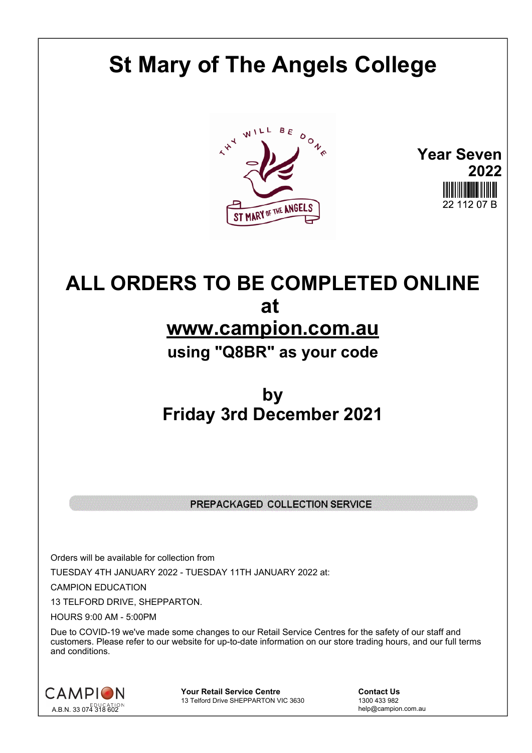# St Mary of The Angels College

**Year Seven 2022**

22 112 07 B

## ALL ORDERS TO BE COMPLETED ONLINE at www.campion.com.au

**using "Q8BR" as your code**

## by Friday 3rd December 2021

**PREPACKAGED COLLECTION SERVICE**

Orders will be available for collection from

TUESDAY 4TH JANUARY 2022 - TUESDAY 11TH JANUARY 2022 at:

CAMPION EDUCATION

13 TELFORD DRIVE, SHEPPARTON.

HOURS 9:00 AM - 5:00PM

Due to COVID-19 we've made some changes to our Retail Service Centres for the safety of our staff and customers. Please refer to our website for up-to-date information on our store trading hours, and our full terms and conditions.

CAMPION EDUCATION
A.B.N. 33 074 318 602

**Your Retail Service Centre**
13 Telford Drive SHEPPARTON VIC 3630

**Contact Us**
1300 433 982
help@campion.com.au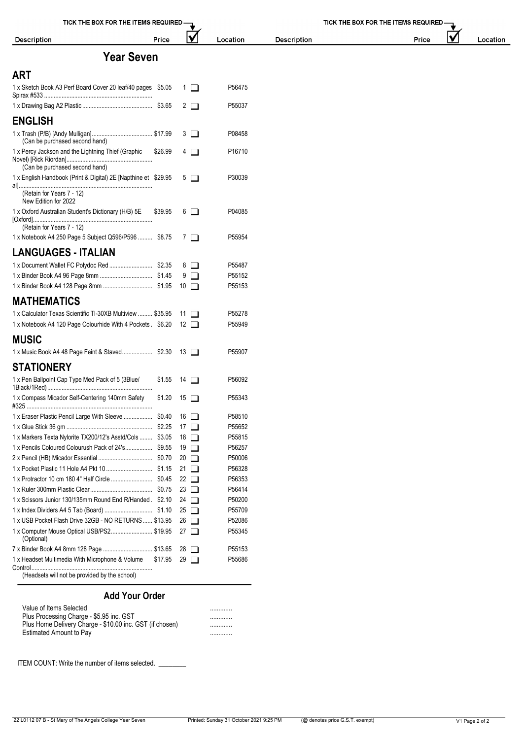## Year Seven

| Description | Price | ☑ TICK THE BOX FOR THE ITEMS REQUIRED | Location |
|---|---|---|---|
| **ART** | | | |
| 1 x Sketch Book A3 Perf Board Cover 20 leaf/40 pages Spirax #533 | $5.05 | 1 ☐ | P56475 |
| 1 x Drawing Bag A2 Plastic | $3.65 | 2 ☐ | P55037 |
| **ENGLISH** | | | |
| 1 x Trash (P/B) [Andy Mulligan] (Can be purchased second hand) | $17.99 | 3 ☐ | P08458 |
| 1 x Percy Jackson and the Lightning Thief (Graphic Novel) [Rick Riordan] (Can be purchased second hand) | $26.99 | 4 ☐ | P16710 |
| 1 x English Handbook (Print & Digital) 2E [Napthine et al] (Retain for Years 7 - 12) New Edition for 2022 | $29.95 | 5 ☐ | P30039 |
| 1 x Oxford Australian Student's Dictionary (H/B) 5E [Oxford] (Retain for Years 7 - 12) | $39.95 | 6 ☐ | P04085 |
| 1 x Notebook A4 250 Page 5 Subject Q596/P596 | $8.75 | 7 ☐ | P55954 |
| **LANGUAGES - ITALIAN** | | | |
| 1 x Document Wallet FC Polydoc Red | $2.35 | 8 ☐ | P55487 |
| 1 x Binder Book A4 96 Page 8mm | $1.45 | 9 ☐ | P55152 |
| 1 x Binder Book A4 128 Page 8mm | $1.95 | 10 ☐ | P55153 |
| **MATHEMATICS** | | | |
| 1 x Calculator Texas Scientific TI-30XB Multiview | $35.95 | 11 ☐ | P55278 |
| 1 x Notebook A4 120 Page Colourhide With 4 Pockets | $6.20 | 12 ☐ | P55949 |
| **MUSIC** | | | |
| 1 x Music Book A4 48 Page Feint & Staved | $2.30 | 13 ☐ | P55907 |
| **STATIONERY** | | | |
| 1 x Pen Ballpoint Cap Type Med Pack of 5 (3Blue/1Black/1Red) | $1.55 | 14 ☐ | P56092 |
| 1 x Compass Micador Self-Centering 140mm Safety #325 | $1.20 | 15 ☐ | P55343 |
| 1 x Eraser Plastic Pencil Large With Sleeve | $0.40 | 16 ☐ | P58510 |
| 1 x Glue Stick 36 gm | $2.25 | 17 ☐ | P55652 |
| 1 x Markers Texta Nylorite TX200/12's Asstd/Cols | $3.05 | 18 ☐ | P55815 |
| 1 x Pencils Coloured Colourush Pack of 24's | $9.55 | 19 ☐ | P56257 |
| 2 x Pencil (HB) Micador Essential | $0.70 | 20 ☐ | P50006 |
| 1 x Pocket Plastic 11 Hole A4 Pkt 10 | $1.15 | 21 ☐ | P56328 |
| 1 x Protractor 10 cm 180 4" Half Circle | $0.45 | 22 ☐ | P56353 |
| 1 x Ruler 300mm Plastic Clear | $0.75 | 23 ☐ | P56414 |
| 1 x Scissors Junior 130/135mm Round End R/Handed | $2.10 | 24 ☐ | P50200 |
| 1 x Index Dividers A4 5 Tab (Board) | $1.10 | 25 ☐ | P55709 |
| 1 x USB Pocket Flash Drive 32GB - NO RETURNS | $13.95 | 26 ☐ | P52086 |
| 1 x Computer Mouse Optical USB/PS2 (Optional) | $19.95 | 27 ☐ | P55345 |
| 7 x Binder Book A4 8mm 128 Page | $13.65 | 28 ☐ | P55153 |
| 1 x Headset Multimedia With Microphone & Volume Control (Headsets will not be provided by the school) | $17.95 | 29 ☐ | P55686 |

### Add Your Order

| | |
|---|---|
| Value of Items Selected | ............ |
| Plus Processing Charge - $5.95 inc. GST | ............ |
| Plus Home Delivery Charge - $10.00 inc. GST (if chosen) | ............ |
| Estimated Amount to Pay | ............ |

ITEM COUNT: Write the number of items selected. ________

22 L0112 07 B - St Mary of The Angels College Year Seven  Printed: Sunday 31 October 2021 9:25 PM  (@ denotes price G.S.T. exempt)